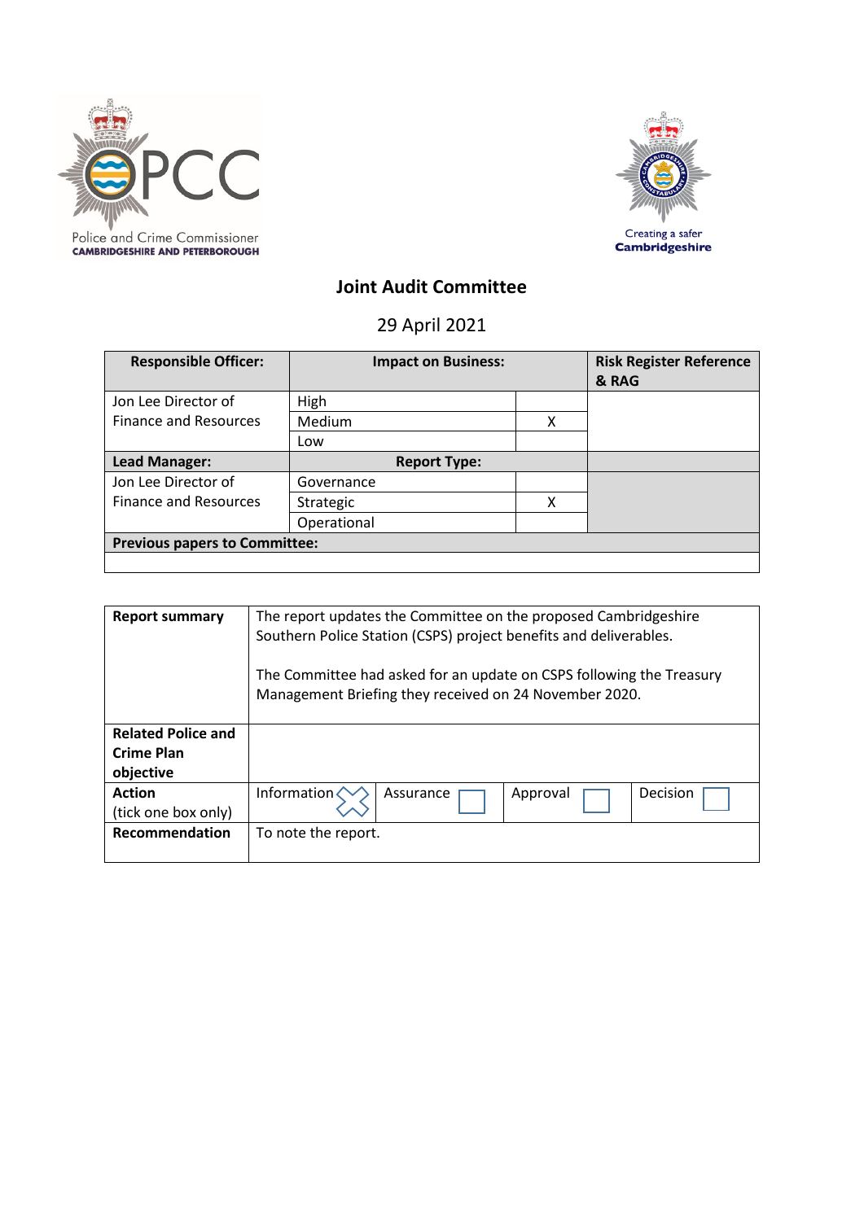Police and Crime Commissioner
CAMBRIDGESHIRE AND PETERBOROUGH

Creating a safer Cambridgeshire

# Joint Audit Committee

29 April 2021

| Responsible Officer: | Impact on Business: | | Risk Register Reference & RAG |
|---|---|---|---|
| Jon Lee Director of Finance and Resources | High | | |
| | Medium | X | |
| | Low | | |
| **Lead Manager:** | **Report Type:** | | |
| Jon Lee Director of Finance and Resources | Governance | | |
| | Strategic | X | |
| | Operational | | |
| **Previous papers to Committee:** | | | |
| | | | |

| | | | | |
|---|---|---|---|---|
| **Report summary** | The report updates the Committee on the proposed Cambridgeshire Southern Police Station (CSPS) project benefits and deliverables.<br><br>The Committee had asked for an update on CSPS following the Treasury Management Briefing they received on 24 November 2020. | | | |
| **Related Police and Crime Plan objective** | | | | |
| **Action** (tick one box only) | Information ☒ | Assurance ☐ | Approval ☐ | Decision ☐ |
| **Recommendation** | To note the report. | | | |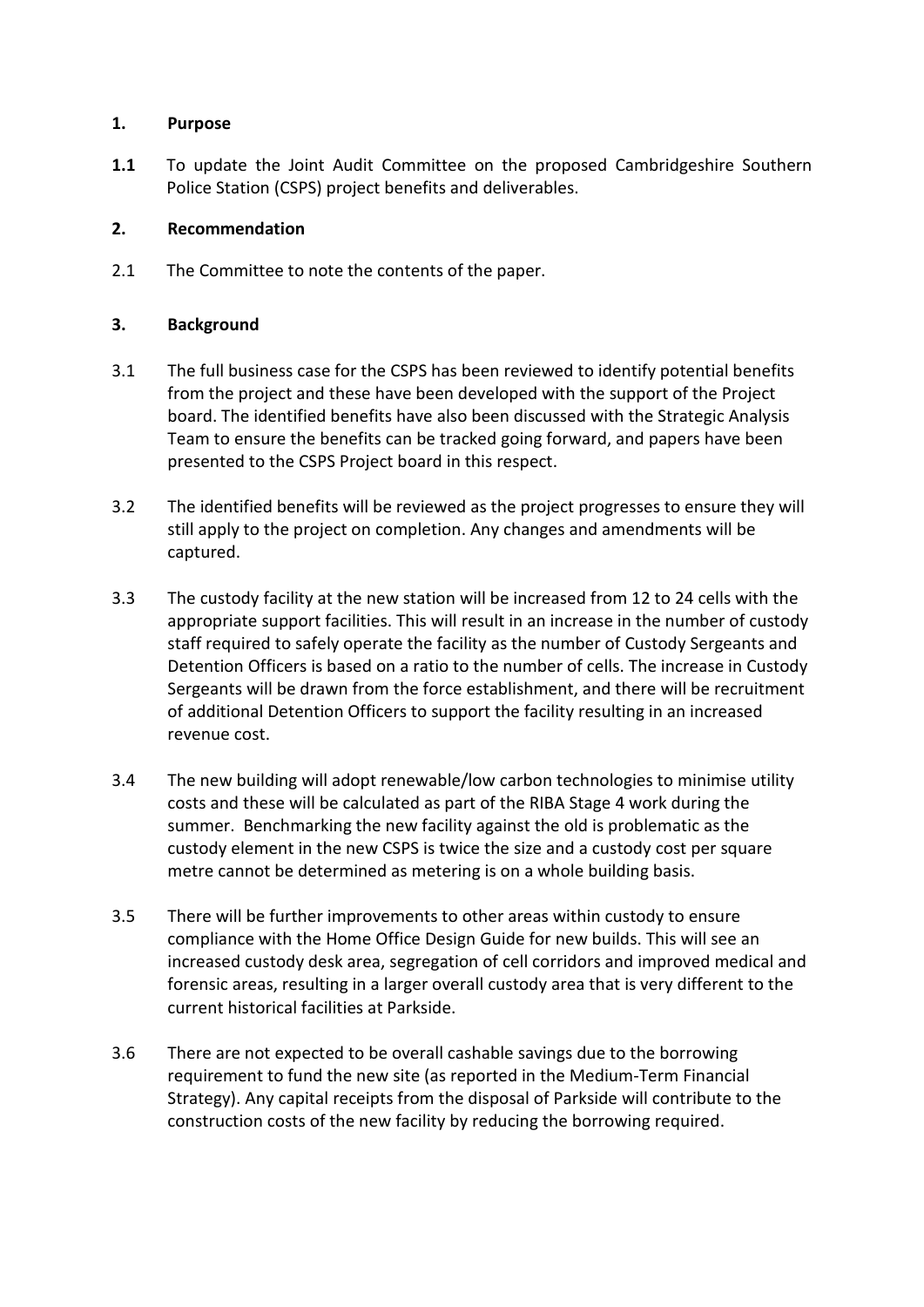## 1. Purpose

**1.1** To update the Joint Audit Committee on the proposed Cambridgeshire Southern Police Station (CSPS) project benefits and deliverables.

## 2. Recommendation

2.1 The Committee to note the contents of the paper.

## 3. Background

3.1 The full business case for the CSPS has been reviewed to identify potential benefits from the project and these have been developed with the support of the Project board. The identified benefits have also been discussed with the Strategic Analysis Team to ensure the benefits can be tracked going forward, and papers have been presented to the CSPS Project board in this respect.

3.2 The identified benefits will be reviewed as the project progresses to ensure they will still apply to the project on completion. Any changes and amendments will be captured.

3.3 The custody facility at the new station will be increased from 12 to 24 cells with the appropriate support facilities. This will result in an increase in the number of custody staff required to safely operate the facility as the number of Custody Sergeants and Detention Officers is based on a ratio to the number of cells. The increase in Custody Sergeants will be drawn from the force establishment, and there will be recruitment of additional Detention Officers to support the facility resulting in an increased revenue cost.

3.4 The new building will adopt renewable/low carbon technologies to minimise utility costs and these will be calculated as part of the RIBA Stage 4 work during the summer. Benchmarking the new facility against the old is problematic as the custody element in the new CSPS is twice the size and a custody cost per square metre cannot be determined as metering is on a whole building basis.

3.5 There will be further improvements to other areas within custody to ensure compliance with the Home Office Design Guide for new builds. This will see an increased custody desk area, segregation of cell corridors and improved medical and forensic areas, resulting in a larger overall custody area that is very different to the current historical facilities at Parkside.

3.6 There are not expected to be overall cashable savings due to the borrowing requirement to fund the new site (as reported in the Medium-Term Financial Strategy). Any capital receipts from the disposal of Parkside will contribute to the construction costs of the new facility by reducing the borrowing required.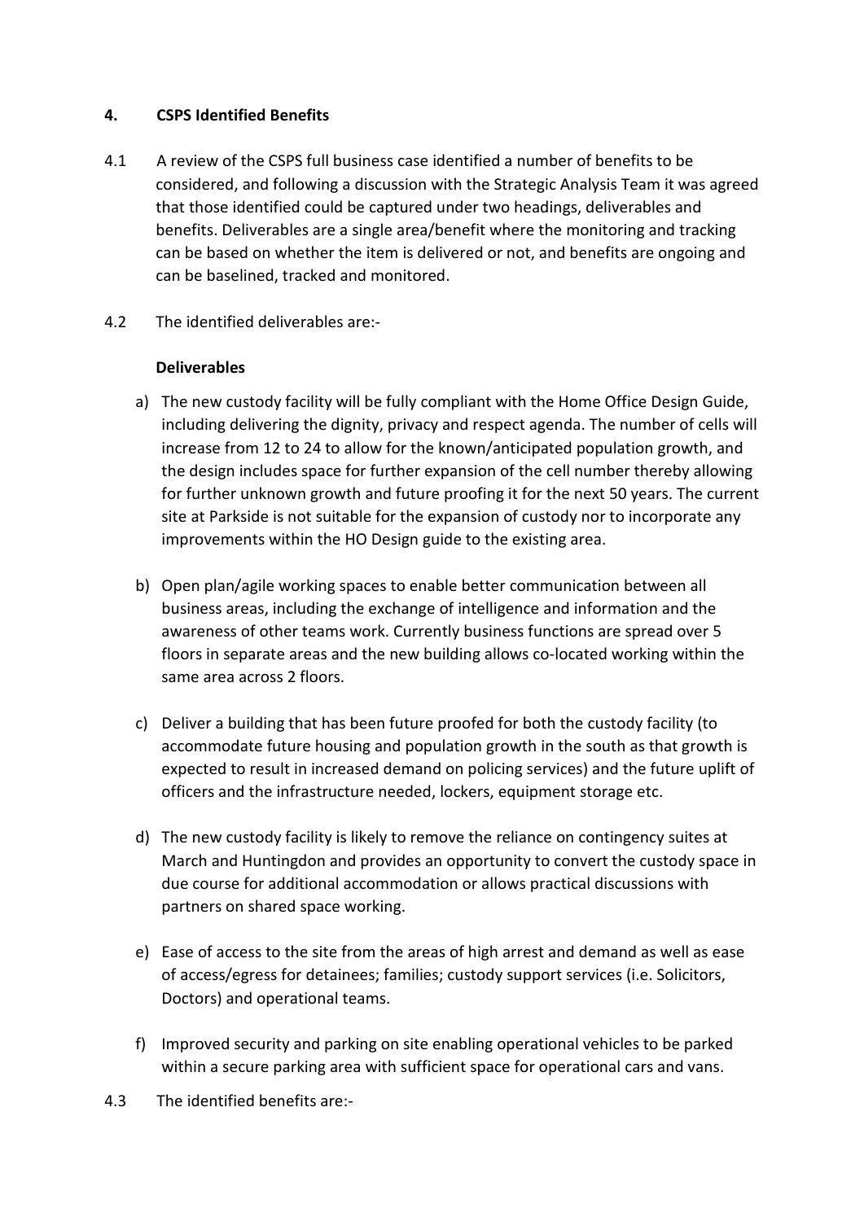## 4. CSPS Identified Benefits

4.1 A review of the CSPS full business case identified a number of benefits to be considered, and following a discussion with the Strategic Analysis Team it was agreed that those identified could be captured under two headings, deliverables and benefits. Deliverables are a single area/benefit where the monitoring and tracking can be based on whether the item is delivered or not, and benefits are ongoing and can be baselined, tracked and monitored.

4.2 The identified deliverables are:-

**Deliverables**

a) The new custody facility will be fully compliant with the Home Office Design Guide, including delivering the dignity, privacy and respect agenda. The number of cells will increase from 12 to 24 to allow for the known/anticipated population growth, and the design includes space for further expansion of the cell number thereby allowing for further unknown growth and future proofing it for the next 50 years. The current site at Parkside is not suitable for the expansion of custody nor to incorporate any improvements within the HO Design guide to the existing area.

b) Open plan/agile working spaces to enable better communication between all business areas, including the exchange of intelligence and information and the awareness of other teams work. Currently business functions are spread over 5 floors in separate areas and the new building allows co-located working within the same area across 2 floors.

c) Deliver a building that has been future proofed for both the custody facility (to accommodate future housing and population growth in the south as that growth is expected to result in increased demand on policing services) and the future uplift of officers and the infrastructure needed, lockers, equipment storage etc.

d) The new custody facility is likely to remove the reliance on contingency suites at March and Huntingdon and provides an opportunity to convert the custody space in due course for additional accommodation or allows practical discussions with partners on shared space working.

e) Ease of access to the site from the areas of high arrest and demand as well as ease of access/egress for detainees; families; custody support services (i.e. Solicitors, Doctors) and operational teams.

f) Improved security and parking on site enabling operational vehicles to be parked within a secure parking area with sufficient space for operational cars and vans.

4.3 The identified benefits are:-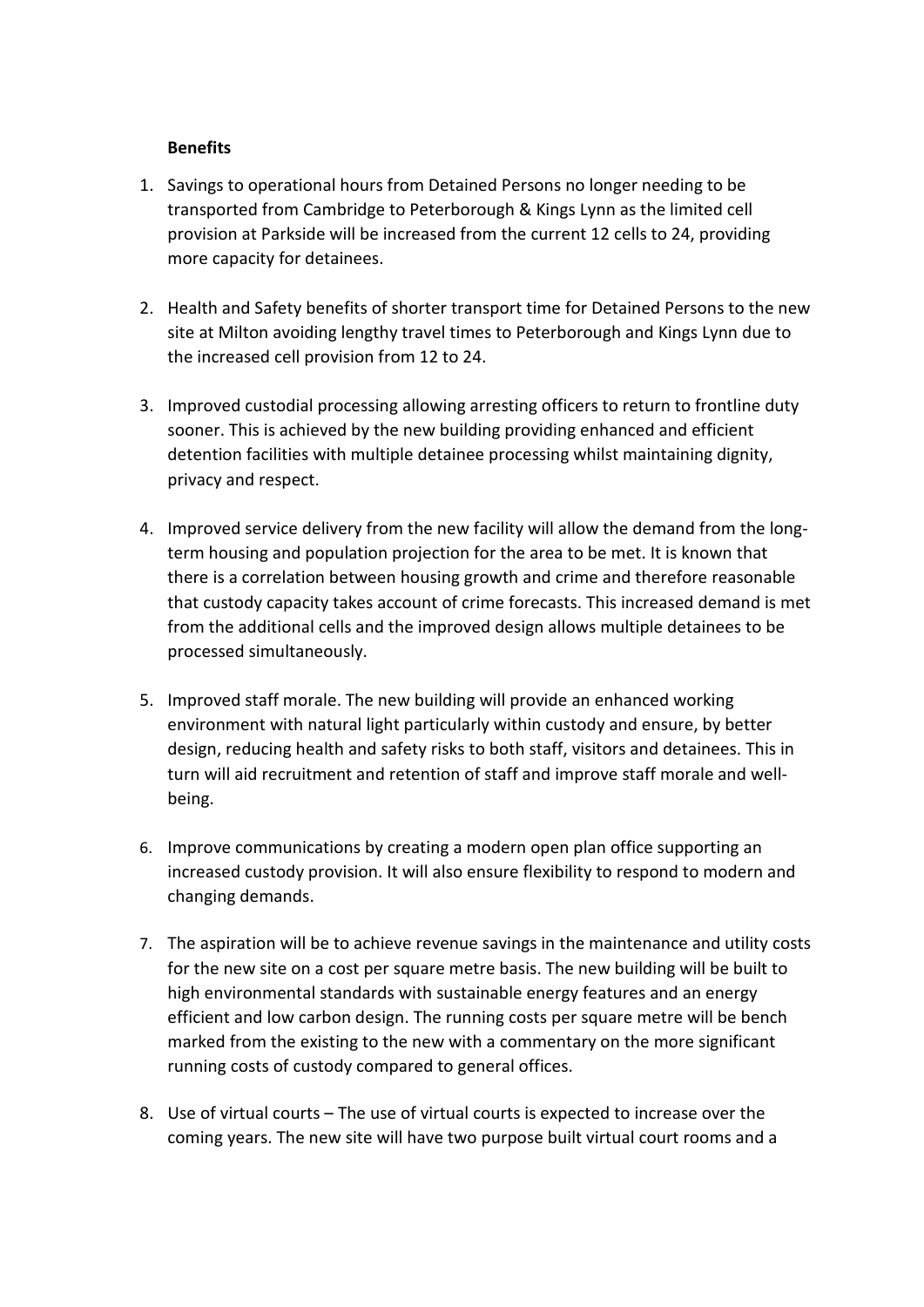**Benefits**

1. Savings to operational hours from Detained Persons no longer needing to be transported from Cambridge to Peterborough & Kings Lynn as the limited cell provision at Parkside will be increased from the current 12 cells to 24, providing more capacity for detainees.

2. Health and Safety benefits of shorter transport time for Detained Persons to the new site at Milton avoiding lengthy travel times to Peterborough and Kings Lynn due to the increased cell provision from 12 to 24.

3. Improved custodial processing allowing arresting officers to return to frontline duty sooner. This is achieved by the new building providing enhanced and efficient detention facilities with multiple detainee processing whilst maintaining dignity, privacy and respect.

4. Improved service delivery from the new facility will allow the demand from the long-term housing and population projection for the area to be met. It is known that there is a correlation between housing growth and crime and therefore reasonable that custody capacity takes account of crime forecasts. This increased demand is met from the additional cells and the improved design allows multiple detainees to be processed simultaneously.

5. Improved staff morale. The new building will provide an enhanced working environment with natural light particularly within custody and ensure, by better design, reducing health and safety risks to both staff, visitors and detainees. This in turn will aid recruitment and retention of staff and improve staff morale and well-being.

6. Improve communications by creating a modern open plan office supporting an increased custody provision. It will also ensure flexibility to respond to modern and changing demands.

7. The aspiration will be to achieve revenue savings in the maintenance and utility costs for the new site on a cost per square metre basis. The new building will be built to high environmental standards with sustainable energy features and an energy efficient and low carbon design. The running costs per square metre will be bench marked from the existing to the new with a commentary on the more significant running costs of custody compared to general offices.

8. Use of virtual courts – The use of virtual courts is expected to increase over the coming years. The new site will have two purpose built virtual court rooms and a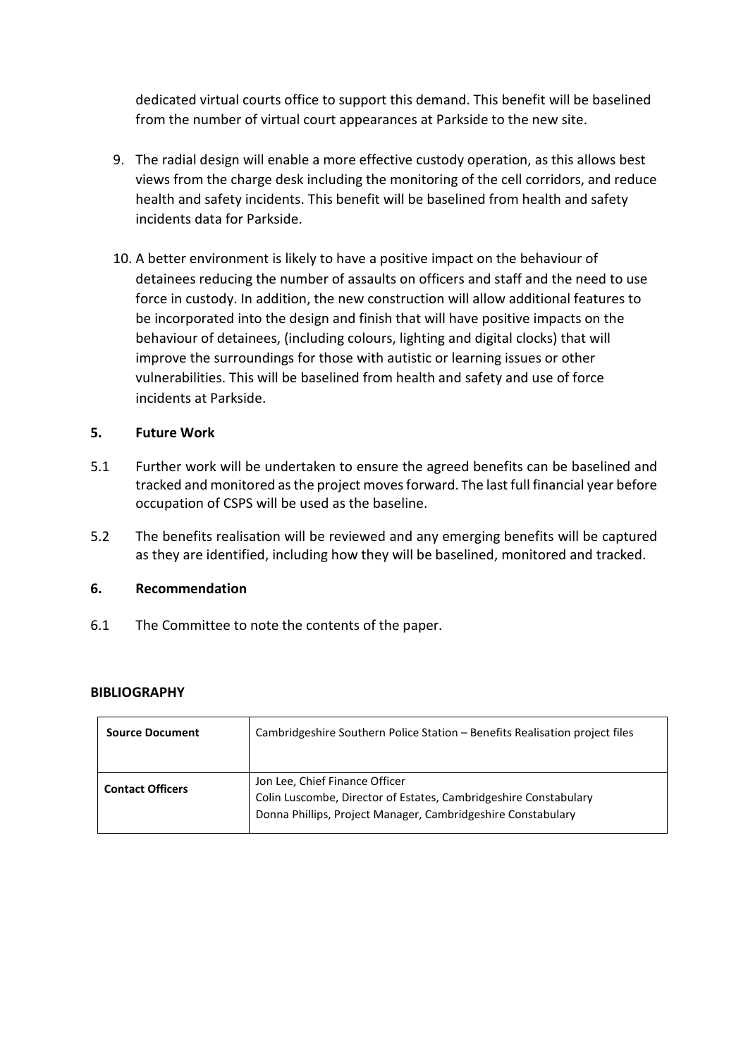dedicated virtual courts office to support this demand. This benefit will be baselined from the number of virtual court appearances at Parkside to the new site.

9. The radial design will enable a more effective custody operation, as this allows best views from the charge desk including the monitoring of the cell corridors, and reduce health and safety incidents. This benefit will be baselined from health and safety incidents data for Parkside.

10. A better environment is likely to have a positive impact on the behaviour of detainees reducing the number of assaults on officers and staff and the need to use force in custody. In addition, the new construction will allow additional features to be incorporated into the design and finish that will have positive impacts on the behaviour of detainees, (including colours, lighting and digital clocks) that will improve the surroundings for those with autistic or learning issues or other vulnerabilities. This will be baselined from health and safety and use of force incidents at Parkside.

## 5. Future Work

5.1 Further work will be undertaken to ensure the agreed benefits can be baselined and tracked and monitored as the project moves forward. The last full financial year before occupation of CSPS will be used as the baseline.

5.2 The benefits realisation will be reviewed and any emerging benefits will be captured as they are identified, including how they will be baselined, monitored and tracked.

## 6. Recommendation

6.1 The Committee to note the contents of the paper.

**BIBLIOGRAPHY**

| | |
|---|---|
| **Source Document** | Cambridgeshire Southern Police Station – Benefits Realisation project files |
| **Contact Officers** | Jon Lee, Chief Finance Officer<br>Colin Luscombe, Director of Estates, Cambridgeshire Constabulary<br>Donna Phillips, Project Manager, Cambridgeshire Constabulary |